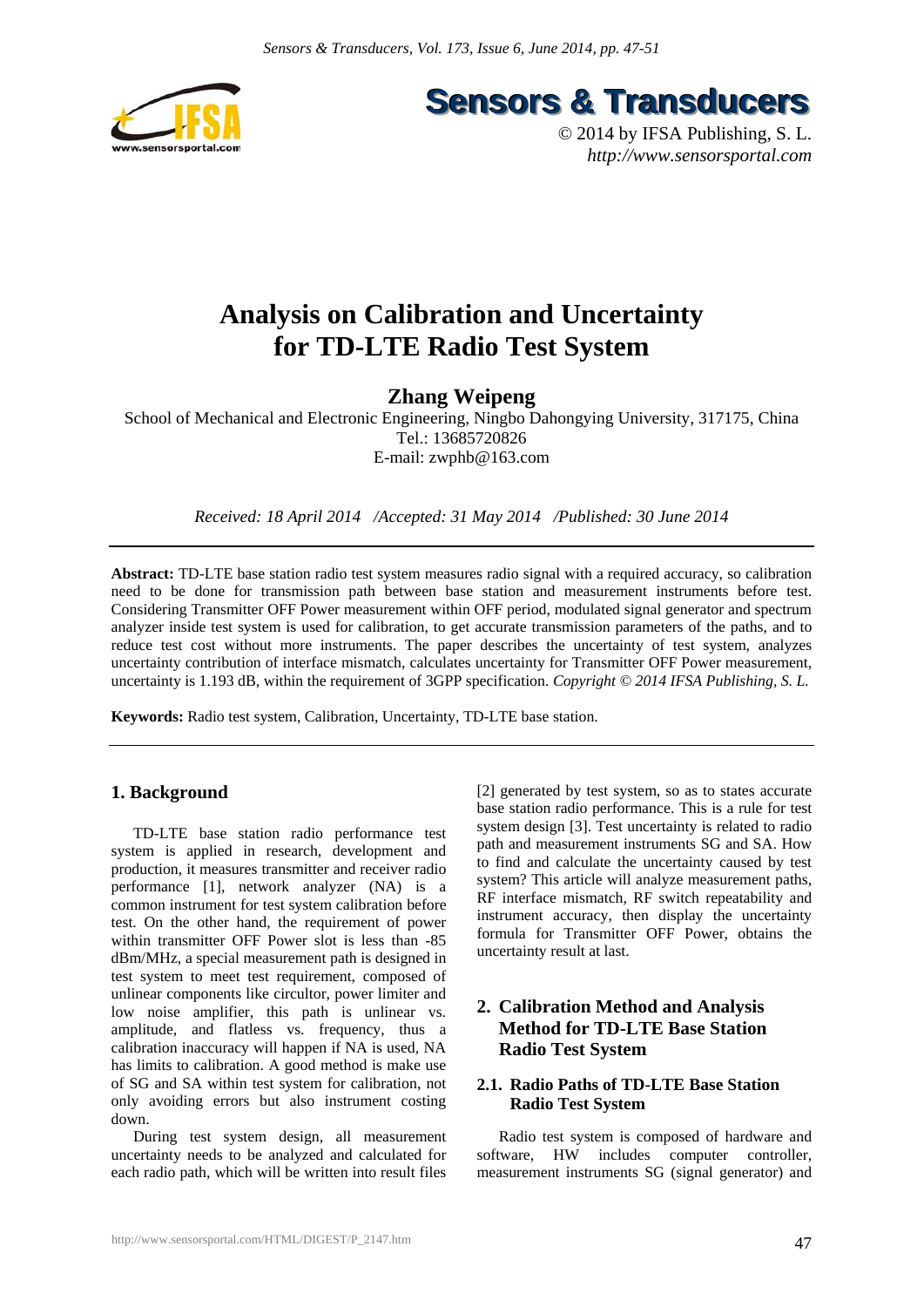# Analysis on Calibration and Uncertainty for TD-LTE Radio Test System

**Zhang Weipeng**

School of Mechanical and Electronic Engineering, Ningbo Dahongying University, 317175, China
Tel.: 13685720826
E-mail: zwphb@163.com

*Received: 18 April 2014 /Accepted: 31 May 2014 /Published: 30 June 2014*

**Abstract:** TD-LTE base station radio test system measures radio signal with a required accuracy, so calibration need to be done for transmission path between base station and measurement instruments before test. Considering Transmitter OFF Power measurement within OFF period, modulated signal generator and spectrum analyzer inside test system is used for calibration, to get accurate transmission parameters of the paths, and to reduce test cost without more instruments. The paper describes the uncertainty of test system, analyzes uncertainty contribution of interface mismatch, calculates uncertainty for Transmitter OFF Power measurement, uncertainty is 1.193 dB, within the requirement of 3GPP specification. *Copyright © 2014 IFSA Publishing, S. L.*

**Keywords:** Radio test system, Calibration, Uncertainty, TD-LTE base station.

## 1. Background

TD-LTE base station radio performance test system is applied in research, development and production, it measures transmitter and receiver radio performance [1], network analyzer (NA) is a common instrument for test system calibration before test. On the other hand, the requirement of power within transmitter OFF Power slot is less than -85 dBm/MHz, a special measurement path is designed in test system to meet test requirement, composed of unlinear components like circultor, power limiter and low noise amplifier, this path is unlinear vs. amplitude, and flatless vs. frequency, thus a calibration inaccuracy will happen if NA is used, NA has limits to calibration. A good method is make use of SG and SA within test system for calibration, not only avoiding errors but also instrument costing down.

During test system design, all measurement uncertainty needs to be analyzed and calculated for each radio path, which will be written into result files [2] generated by test system, so as to states accurate base station radio performance. This is a rule for test system design [3]. Test uncertainty is related to radio path and measurement instruments SG and SA. How to find and calculate the uncertainty caused by test system? This article will analyze measurement paths, RF interface mismatch, RF switch repeatability and instrument accuracy, then display the uncertainty formula for Transmitter OFF Power, obtains the uncertainty result at last.

## 2. Calibration Method and Analysis Method for TD-LTE Base Station Radio Test System

### 2.1. Radio Paths of TD-LTE Base Station Radio Test System

Radio test system is composed of hardware and software, HW includes computer controller, measurement instruments SG (signal generator) and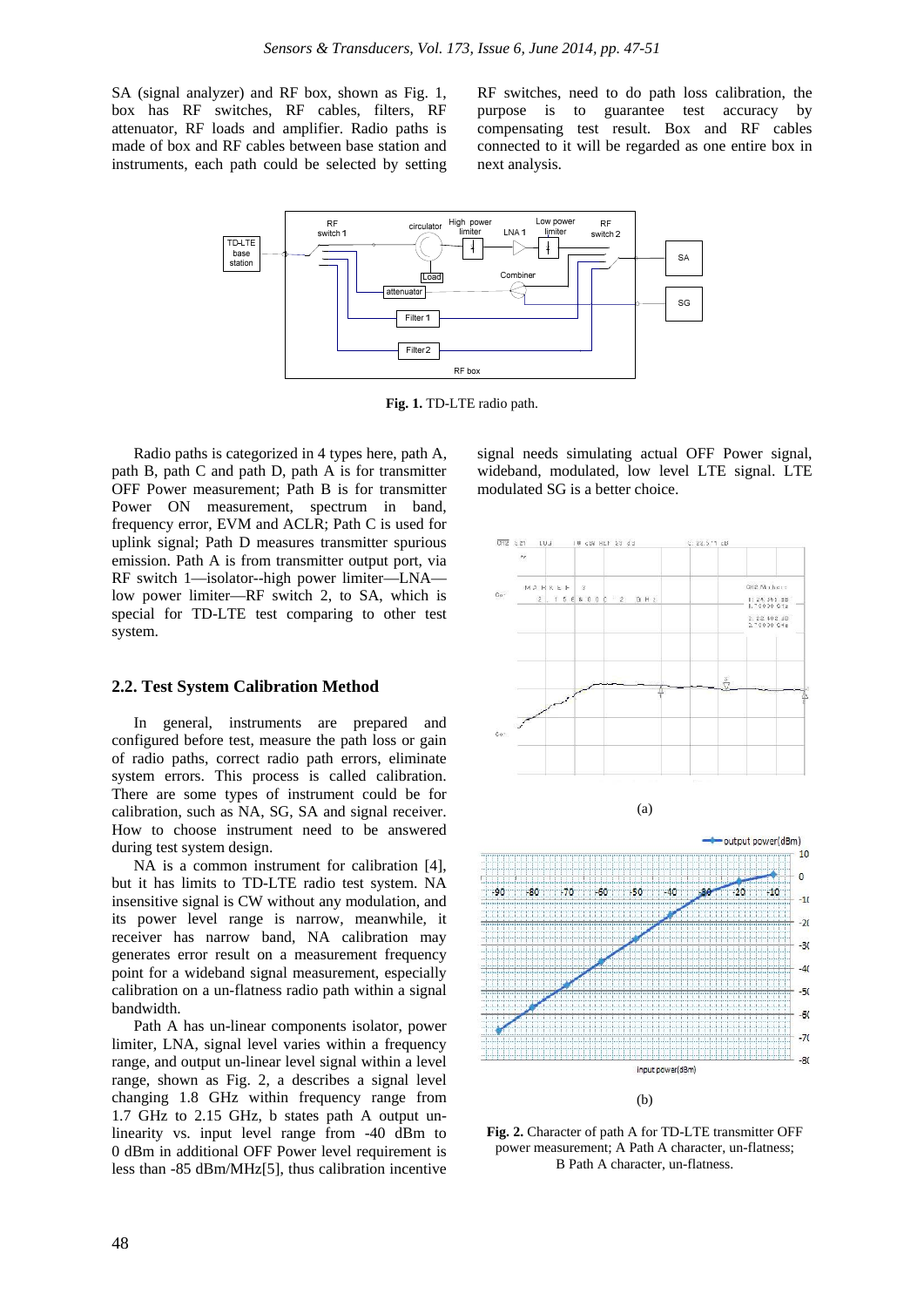SA (signal analyzer) and RF box, shown as Fig. 1, box has RF switches, RF cables, filters, RF attenuator, RF loads and amplifier. Radio paths is made of box and RF cables between base station and instruments, each path could be selected by setting RF switches, need to do path loss calibration, the purpose is to guarantee test accuracy by compensating test result. Box and RF cables connected to it will be regarded as one entire box in next analysis.

**Fig. 1.** TD-LTE radio path.

Radio paths is categorized in 4 types here, path A, path B, path C and path D, path A is for transmitter OFF Power measurement; Path B is for transmitter Power ON measurement, spectrum in band, frequency error, EVM and ACLR; Path C is used for uplink signal; Path D measures transmitter spurious emission. Path A is from transmitter output port, via RF switch 1—isolator--high power limiter—LNA—low power limiter—RF switch 2, to SA, which is special for TD-LTE test comparing to other test system.

### 2.2. Test System Calibration Method

In general, instruments are prepared and configured before test, measure the path loss or gain of radio paths, correct radio path errors, eliminate system errors. This process is called calibration. There are some types of instrument could be for calibration, such as NA, SG, SA and signal receiver. How to choose instrument need to be answered during test system design.

NA is a common instrument for calibration [4], but it has limits to TD-LTE radio test system. NA insensitive signal is CW without any modulation, and its power level range is narrow, meanwhile, it receiver has narrow band, NA calibration may generates error result on a measurement frequency point for a wideband signal measurement, especially calibration on a un-flatness radio path within a signal bandwidth.

Path A has un-linear components isolator, power limiter, LNA, signal level varies within a frequency range, and output un-linear level signal within a level range, shown as Fig. 2, a describes a signal level changing 1.8 GHz within frequency range from 1.7 GHz to 2.15 GHz, b states path A output un-linearity vs. input level range from -40 dBm to 0 dBm in additional OFF Power level requirement is less than -85 dBm/MHz[5], thus calibration incentive signal needs simulating actual OFF Power signal, wideband, modulated, low level LTE signal. LTE modulated SG is a better choice.

(a)

(b)

**Fig. 2.** Character of path A for TD-LTE transmitter OFF power measurement; A Path A character, un-flatness; B Path A character, un-flatness.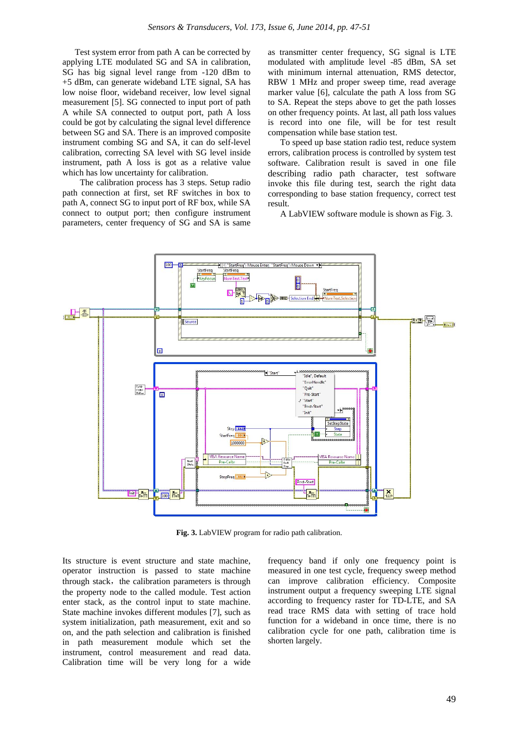Test system error from path A can be corrected by applying LTE modulated SG and SA in calibration, SG has big signal level range from -120 dBm to +5 dBm, can generate wideband LTE signal, SA has low noise floor, wideband receiver, low level signal measurement [5]. SG connected to input port of path A while SA connected to output port, path A loss could be got by calculating the signal level difference between SG and SA. There is an improved composite instrument combing SG and SA, it can do self-level calibration, correcting SA level with SG level inside instrument, path A loss is got as a relative value which has low uncertainty for calibration.

The calibration process has 3 steps. Setup radio path connection at first, set RF switches in box to path A, connect SG to input port of RF box, while SA connect to output port; then configure instrument parameters, center frequency of SG and SA is same as transmitter center frequency, SG signal is LTE modulated with amplitude level -85 dBm, SA set with minimum internal attenuation, RMS detector, RBW 1 MHz and proper sweep time, read average marker value [6], calculate the path A loss from SG to SA. Repeat the steps above to get the path losses on other frequency points. At last, all path loss values is record into one file, will be for test result compensation while base station test.

To speed up base station radio test, reduce system errors, calibration process is controlled by system test software. Calibration result is saved in one file describing radio path character, test software invoke this file during test, search the right data corresponding to base station frequency, correct test result.

A LabVIEW software module is shown as Fig. 3.

**Fig. 3.** LabVIEW program for radio path calibration.

Its structure is event structure and state machine, operator instruction is passed to state machine through stack，the calibration parameters is through the property node to the called module. Test action enter stack, as the control input to state machine. State machine invokes different modules [7], such as system initialization, path measurement, exit and so on, and the path selection and calibration is finished in path measurement module which set the instrument, control measurement and read data. Calibration time will be very long for a wide frequency band if only one frequency point is measured in one test cycle, frequency sweep method can improve calibration efficiency. Composite instrument output a frequency sweeping LTE signal according to frequency raster for TD-LTE, and SA read trace RMS data with setting of trace hold function for a wideband in once time, there is no calibration cycle for one path, calibration time is shorten largely.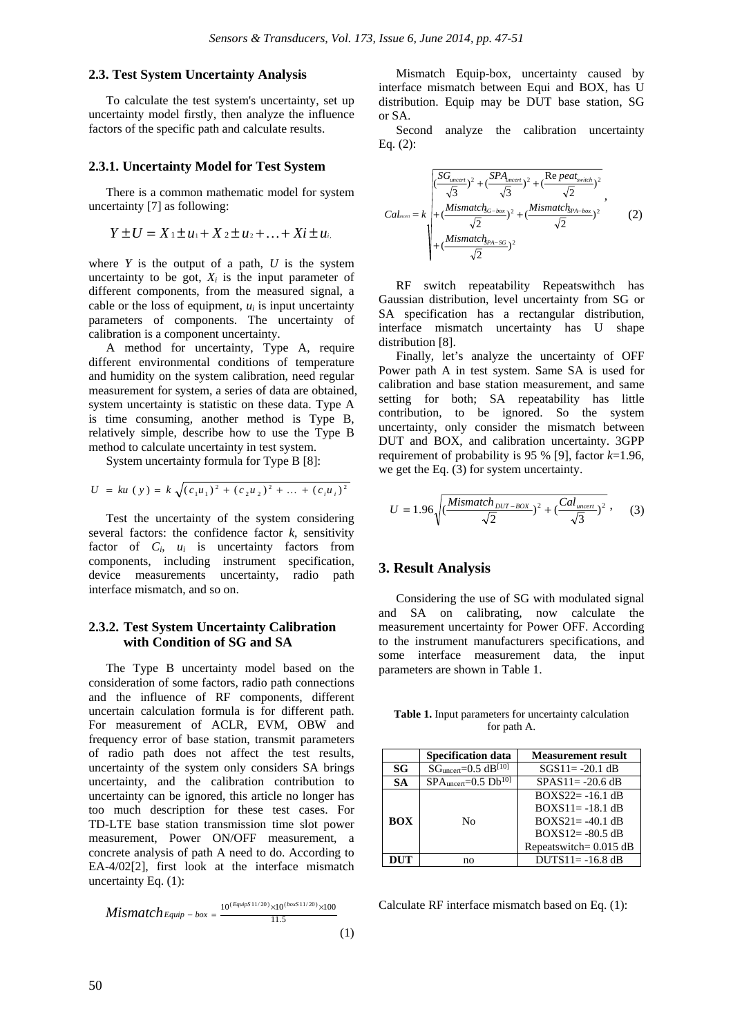### 2.3. Test System Uncertainty Analysis

To calculate the test system's uncertainty, set up uncertainty model firstly, then analyze the influence factors of the specific path and calculate results.

#### 2.3.1. Uncertainty Model for Test System

There is a common mathematic model for system uncertainty [7] as following:

$$Y \pm U = X_1 \pm u_1 + X_2 \pm u_2 + \ldots + X_i \pm u_i$$

where $Y$ is the output of a path, $U$ is the system uncertainty to be got, $X_i$ is the input parameter of different components, from the measured signal, a cable or the loss of equipment, $u_i$ is input uncertainty parameters of components. The uncertainty of calibration is a component uncertainty.

A method for uncertainty, Type A, require different environmental conditions of temperature and humidity on the system calibration, need regular measurement for system, a series of data are obtained, system uncertainty is statistic on these data. Type A is time consuming, another method is Type B, relatively simple, describe how to use the Type B method to calculate uncertainty in test system.

System uncertainty formula for Type B [8]:

$$U = ku(y) = k\sqrt{(c_1u_1)^2 + (c_2u_2)^2 + \ldots + (c_iu_i)^2}$$

Test the uncertainty of the system considering several factors: the confidence factor $k$, sensitivity factor of $C_i$, $u_i$ is uncertainty factors from components, including instrument specification, device measurements uncertainty, radio path interface mismatch, and so on.

#### 2.3.2. Test System Uncertainty Calibration with Condition of SG and SA

The Type B uncertainty model based on the consideration of some factors, radio path connections and the influence of RF components, different uncertain calculation formula is for different path. For measurement of ACLR, EVM, OBW and frequency error of base station, transmit parameters of radio path does not affect the test results, uncertainty of the system only considers SA brings uncertainty, and the calibration contribution to uncertainty can be ignored, this article no longer has too much description for these test cases. For TD-LTE base station transmission time slot power measurement, Power ON/OFF measurement, a concrete analysis of path A need to do. According to EA-4/02[2], first look at the interface mismatch uncertainty Eq. (1):

$$Mismatch_{Equip-box} = \frac{10^{(EquipS11/20)} \times 10^{(boxS11/20)} \times 100}{11.5} \quad (1)$$

Mismatch Equip-box, uncertainty caused by interface mismatch between Equi and BOX, has U distribution. Equip may be DUT base station, SG or SA.

Second analyze the calibration uncertainty Eq. (2):

$$Cal_{uncert} = k\sqrt{\begin{aligned}&(\frac{SG_{uncert}}{\sqrt{3}})^2 + (\frac{SPA_{uncert}}{\sqrt{3}})^2 + (\frac{Repeat_{switch}}{\sqrt{2}})^2 \\ &+ (\frac{Mismatch_{SG-box}}{\sqrt{2}})^2 + (\frac{Mismatch_{SPA-box}}{\sqrt{2}})^2 \\ &+ (\frac{Mismatch_{SPA-SG}}{\sqrt{2}})^2\end{aligned}}, \quad (2)$$

RF switch repeatability Repeatswithch has Gaussian distribution, level uncertainty from SG or SA specification has a rectangular distribution, interface mismatch uncertainty has U shape distribution [8].

Finally, let's analyze the uncertainty of OFF Power path A in test system. Same SA is used for calibration and base station measurement, and same setting for both; SA repeatability has little contribution, to be ignored. So the system uncertainty, only consider the mismatch between DUT and BOX, and calibration uncertainty. 3GPP requirement of probability is 95 % [9], factor $k$=1.96, we get the Eq. (3) for system uncertainty.

$$U = 1.96\sqrt{(\frac{Mismatch_{DUT-BOX}}{\sqrt{2}})^2 + (\frac{Cal_{uncert}}{\sqrt{3}})^2}, \quad (3)$$

## 3. Result Analysis

Considering the use of SG with modulated signal and SA on calibrating, now calculate the measurement uncertainty for Power OFF. According to the instrument manufacturers specifications, and some interface measurement data, the input parameters are shown in Table 1.

**Table 1.** Input parameters for uncertainty calculation for path A.

| | Specification data | Measurement result |
|---|---|---|
| **SG** | $SG_{uncert}$=0.5 dB[10] | SGS11= -20.1 dB |
| **SA** | $SPA_{uncert}$=0.5 Db[10] | SPAS11= -20.6 dB |
| **BOX** | No | BOXS22= -16.1 dB<br>BOXS11= -18.1 dB<br>BOXS21= -40.1 dB<br>BOXS12= -80.5 dB<br>Repeatswitch= 0.015 dB |
| **DUT** | no | DUTS11= -16.8 dB |

Calculate RF interface mismatch based on Eq. (1):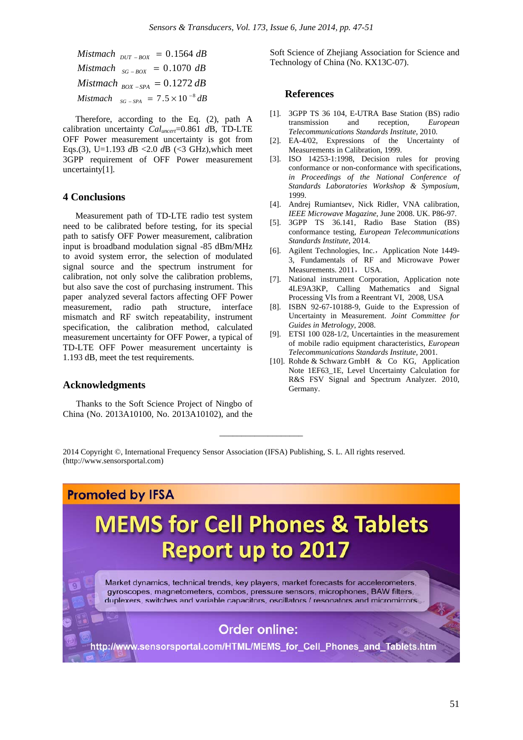$$Mistmach_{DUT-BOX} = 0.1564\ dB$$
$$Mistmach_{SG-BOX} = 0.1070\ dB$$
$$Mistmach_{BOX-SPA} = 0.1272\ dB$$
$$Mistmach_{SG-SPA} = 7.5\times10^{-8}\ dB$$

Therefore, according to the Eq. (2), path A calibration uncertainty $Cal_{uncert}$=0.861 *d*B, TD-LTE OFF Power measurement uncertainty is got from Eqs.(3), U=1.193 *d*B <2.0 *d*B (<3 GHz),which meet 3GPP requirement of OFF Power measurement uncertainty[1].

## 4 Conclusions

Measurement path of TD-LTE radio test system need to be calibrated before testing, for its special path to satisfy OFF Power measurement, calibration input is broadband modulation signal -85 dBm/MHz to avoid system error, the selection of modulated signal source and the spectrum instrument for calibration, not only solve the calibration problems, but also save the cost of purchasing instrument. This paper analyzed several factors affecting OFF Power measurement, radio path structure, interface mismatch and RF switch repeatability, instrument specification, the calibration method, calculated measurement uncertainty for OFF Power, a typical of TD-LTE OFF Power measurement uncertainty is 1.193 dB, meet the test requirements.

## Acknowledgments

Thanks to the Soft Science Project of Ningbo of China (No. 2013A10100, No. 2013A10102), and the Soft Science of Zhejiang Association for Science and Technology of China (No. KX13C-07).

## References

[1]. 3GPP TS 36 104, E-UTRA Base Station (BS) radio transmission and reception, *European Telecommunications Standards Institute*, 2010.

[2]. EA-4/02, Expressions of the Uncertainty of Measurements in Calibration, 1999.

[3]. ISO 14253-1:1998, Decision rules for proving conformance or non-conformance with specifications, *in Proceedings of the National Conference of Standards Laboratories Workshop & Symposium*, 1999.

[4]. Andrej Rumiantsev, Nick Ridler, VNA calibration, *IEEE Microwave Magazine*, June 2008. UK. P86-97.

[5]. 3GPP TS 36.141, Radio Base Station (BS) conformance testing, *European Telecommunications Standards Institute*, 2014.

[6]. Agilent Technologies, Inc.，Application Note 1449-3, Fundamentals of RF and Microwave Power Measurements. 2011， USA.

[7]. National instrument Corporation, Application note 4LE9A3KP, Calling Mathematics and Signal Processing VIs from a Reentrant VI, 2008, USA

[8]. ISBN 92-67-10188-9, Guide to the Expression of Uncertainty in Measurement. *Joint Committee for Guides in Metrology*, 2008.

[9]. ETSI 100 028-1/2, Uncertainties in the measurement of mobile radio equipment characteristics, *European Telecommunications Standards Institute*, 2001.

[10]. Rohde & Schwarz GmbH & Co KG, Application Note 1EF63_1E, Level Uncertainty Calculation for R&S FSV Signal and Spectrum Analyzer. 2010, Germany.

---

2014 Copyright ©, International Frequency Sensor Association (IFSA) Publishing, S. L. All rights reserved. (http://www.sensorsportal.com)

Promoted by IFSA

MEMS for Cell Phones & Tablets Report up to 2017

Market dynamics, technical trends, key players, market forecasts for accelerometers, gyroscopes, magnetometers, combos, pressure sensors, microphones, BAW filters, duplexers, switches and variable capacitors, oscillators / resonators and micromirrors

Order online:

http://www.sensorsportal.com/HTML/MEMS_for_Cell_Phones_and_Tablets.htm